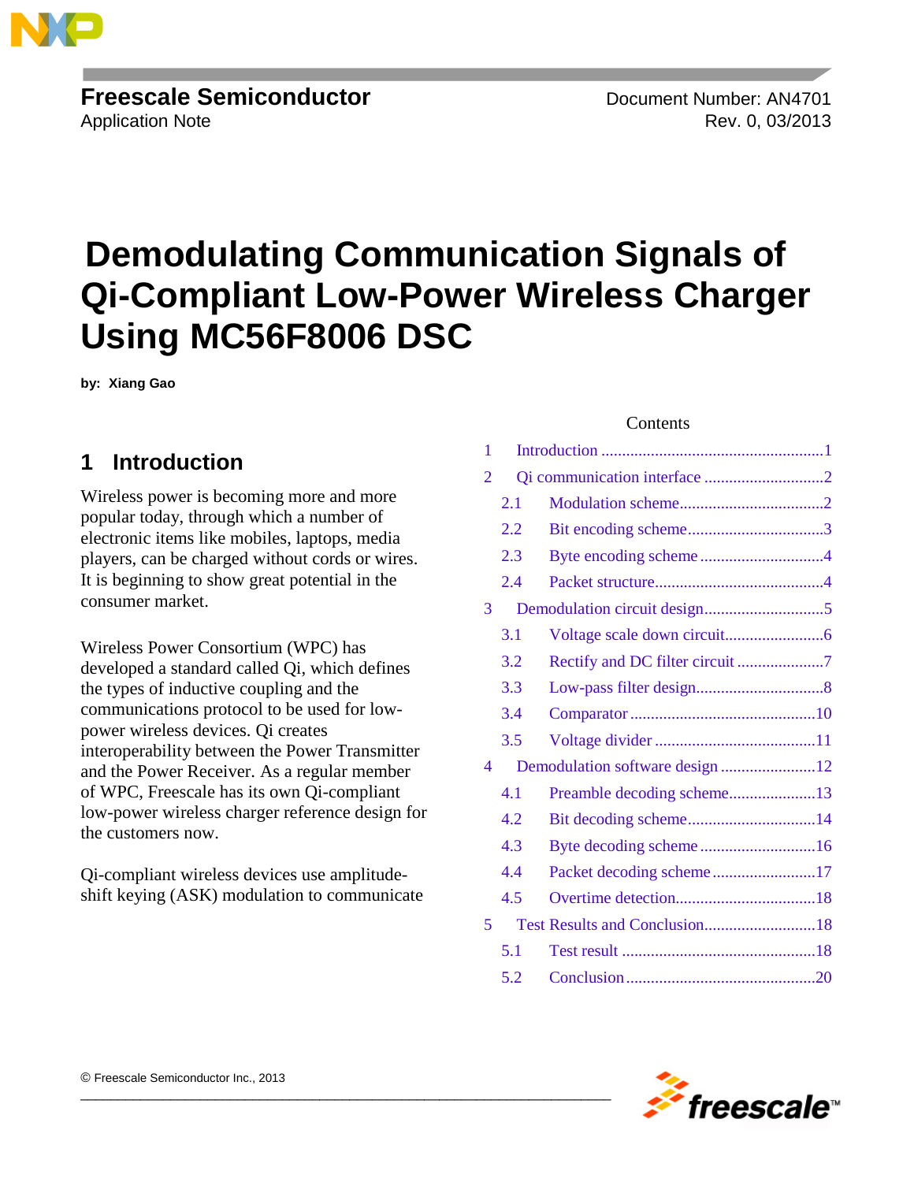Freescale Semiconductor
Application Note

Document Number: AN4701
Rev. 0, 03/2013

# Demodulating Communication Signals of Qi-Compliant Low-Power Wireless Charger Using MC56F8006 DSC

**by: Xiang Gao**

Contents

| | | |
|---|---|---|
| 1 | Introduction | 1 |
| 2 | Qi communication interface | 2 |
| 2.1 | Modulation scheme | 2 |
| 2.2 | Bit encoding scheme | 3 |
| 2.3 | Byte encoding scheme | 4 |
| 2.4 | Packet structure | 4 |
| 3 | Demodulation circuit design | 5 |
| 3.1 | Voltage scale down circuit | 6 |
| 3.2 | Rectify and DC filter circuit | 7 |
| 3.3 | Low-pass filter design | 8 |
| 3.4 | Comparator | 10 |
| 3.5 | Voltage divider | 11 |
| 4 | Demodulation software design | 12 |
| 4.1 | Preamble decoding scheme | 13 |
| 4.2 | Bit decoding scheme | 14 |
| 4.3 | Byte decoding scheme | 16 |
| 4.4 | Packet decoding scheme | 17 |
| 4.5 | Overtime detection | 18 |
| 5 | Test Results and Conclusion | 18 |
| 5.1 | Test result | 18 |
| 5.2 | Conclusion | 20 |

## 1 Introduction

Wireless power is becoming more and more popular today, through which a number of electronic items like mobiles, laptops, media players, can be charged without cords or wires. It is beginning to show great potential in the consumer market.

Wireless Power Consortium (WPC) has developed a standard called Qi, which defines the types of inductive coupling and the communications protocol to be used for low-power wireless devices. Qi creates interoperability between the Power Transmitter and the Power Receiver. As a regular member of WPC, Freescale has its own Qi-compliant low-power wireless charger reference design for the customers now.

Qi-compliant wireless devices use amplitude-shift keying (ASK) modulation to communicate

© Freescale Semiconductor Inc., 2013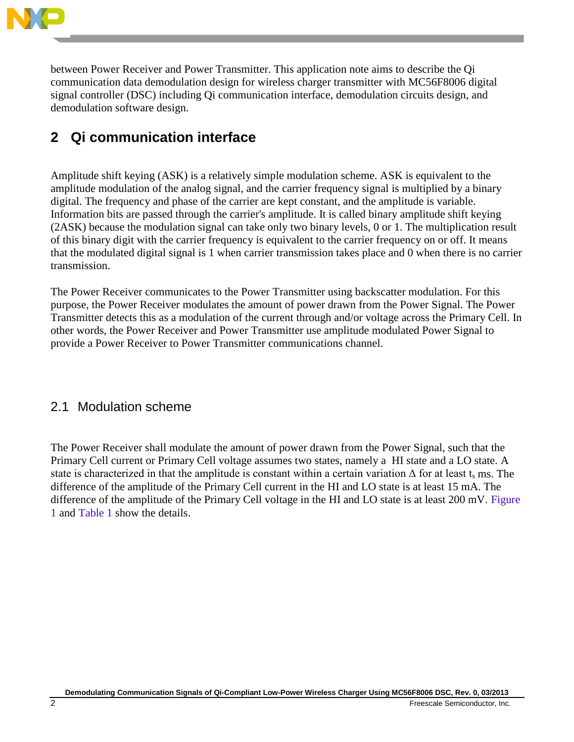between Power Receiver and Power Transmitter. This application note aims to describe the Qi communication data demodulation design for wireless charger transmitter with MC56F8006 digital signal controller (DSC) including Qi communication interface, demodulation circuits design, and demodulation software design.

## 2 Qi communication interface

Amplitude shift keying (ASK) is a relatively simple modulation scheme. ASK is equivalent to the amplitude modulation of the analog signal, and the carrier frequency signal is multiplied by a binary digital. The frequency and phase of the carrier are kept constant, and the amplitude is variable. Information bits are passed through the carrier's amplitude. It is called binary amplitude shift keying (2ASK) because the modulation signal can take only two binary levels, 0 or 1. The multiplication result of this binary digit with the carrier frequency is equivalent to the carrier frequency on or off. It means that the modulated digital signal is 1 when carrier transmission takes place and 0 when there is no carrier transmission.

The Power Receiver communicates to the Power Transmitter using backscatter modulation. For this purpose, the Power Receiver modulates the amount of power drawn from the Power Signal. The Power Transmitter detects this as a modulation of the current through and/or voltage across the Primary Cell. In other words, the Power Receiver and Power Transmitter use amplitude modulated Power Signal to provide a Power Receiver to Power Transmitter communications channel.

### 2.1 Modulation scheme

The Power Receiver shall modulate the amount of power drawn from the Power Signal, such that the Primary Cell current or Primary Cell voltage assumes two states, namely a HI state and a LO state. A state is characterized in that the amplitude is constant within a certain variation $\Delta$ for at least $t_s$ ms. The difference of the amplitude of the Primary Cell current in the HI and LO state is at least 15 mA. The difference of the amplitude of the Primary Cell voltage in the HI and LO state is at least 200 mV. Figure 1 and Table 1 show the details.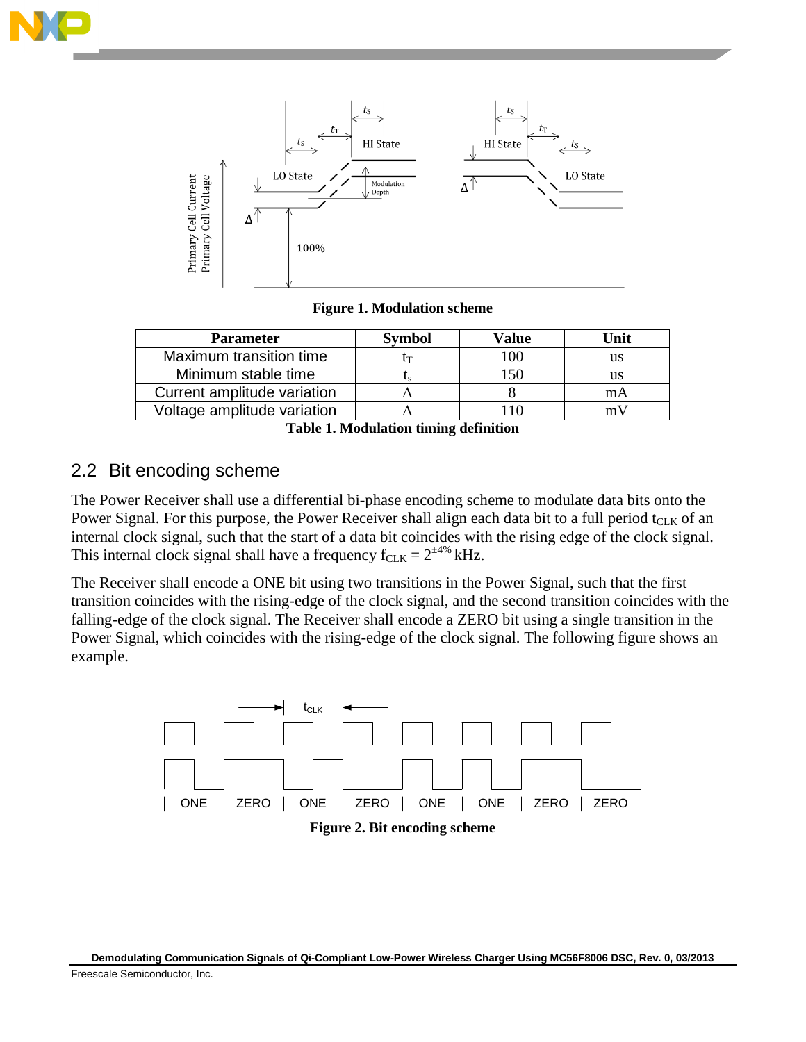Figure 1. Modulation scheme

| Parameter | Symbol | Value | Unit |
|---|---|---|---|
| Maximum transition time | $t_T$ | 100 | us |
| Minimum stable time | $t_s$ | 150 | us |
| Current amplitude variation | Δ | 8 | mA |
| Voltage amplitude variation | Δ | 110 | mV |

Table 1. Modulation timing definition

## 2.2 Bit encoding scheme

The Power Receiver shall use a differential bi-phase encoding scheme to modulate data bits onto the Power Signal. For this purpose, the Power Receiver shall align each data bit to a full period $t_{CLK}$ of an internal clock signal, such that the start of a data bit coincides with the rising edge of the clock signal. This internal clock signal shall have a frequency $f_{CLK} = 2^{\pm 4\%}$ kHz.

The Receiver shall encode a ONE bit using two transitions in the Power Signal, such that the first transition coincides with the rising-edge of the clock signal, and the second transition coincides with the falling-edge of the clock signal. The Receiver shall encode a ZERO bit using a single transition in the Power Signal, which coincides with the rising-edge of the clock signal. The following figure shows an example.

Figure 2. Bit encoding scheme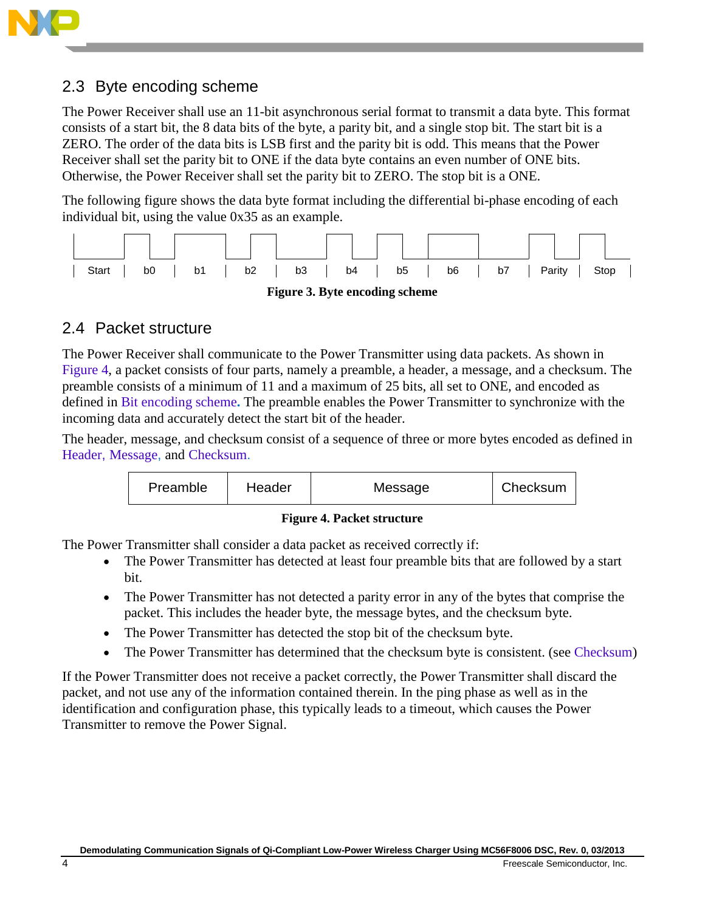## 2.3 Byte encoding scheme

The Power Receiver shall use an 11-bit asynchronous serial format to transmit a data byte. This format consists of a start bit, the 8 data bits of the byte, a parity bit, and a single stop bit. The start bit is a ZERO. The order of the data bits is LSB first and the parity bit is odd. This means that the Power Receiver shall set the parity bit to ONE if the data byte contains an even number of ONE bits. Otherwise, the Power Receiver shall set the parity bit to ZERO. The stop bit is a ONE.

The following figure shows the data byte format including the differential bi-phase encoding of each individual bit, using the value 0x35 as an example.

| Start | b0 | b1 | b2 | b3 | b4 | b5 | b6 | b7 | Parity | Stop |
|---|---|---|---|---|---|---|---|---|---|---|

**Figure 3. Byte encoding scheme**

## 2.4 Packet structure

The Power Receiver shall communicate to the Power Transmitter using data packets. As shown in Figure 4, a packet consists of four parts, namely a preamble, a header, a message, and a checksum. The preamble consists of a minimum of 11 and a maximum of 25 bits, all set to ONE, and encoded as defined in Bit encoding scheme**.** The preamble enables the Power Transmitter to synchronize with the incoming data and accurately detect the start bit of the header.

The header, message, and checksum consist of a sequence of three or more bytes encoded as defined in Header, Message, and Checksum.

| Preamble | Header | Message | Checksum |
|---|---|---|---|

**Figure 4. Packet structure**

The Power Transmitter shall consider a data packet as received correctly if:

- The Power Transmitter has detected at least four preamble bits that are followed by a start bit.
- The Power Transmitter has not detected a parity error in any of the bytes that comprise the packet. This includes the header byte, the message bytes, and the checksum byte.
- The Power Transmitter has detected the stop bit of the checksum byte.
- The Power Transmitter has determined that the checksum byte is consistent. (see Checksum)

If the Power Transmitter does not receive a packet correctly, the Power Transmitter shall discard the packet, and not use any of the information contained therein. In the ping phase as well as in the identification and configuration phase, this typically leads to a timeout, which causes the Power Transmitter to remove the Power Signal.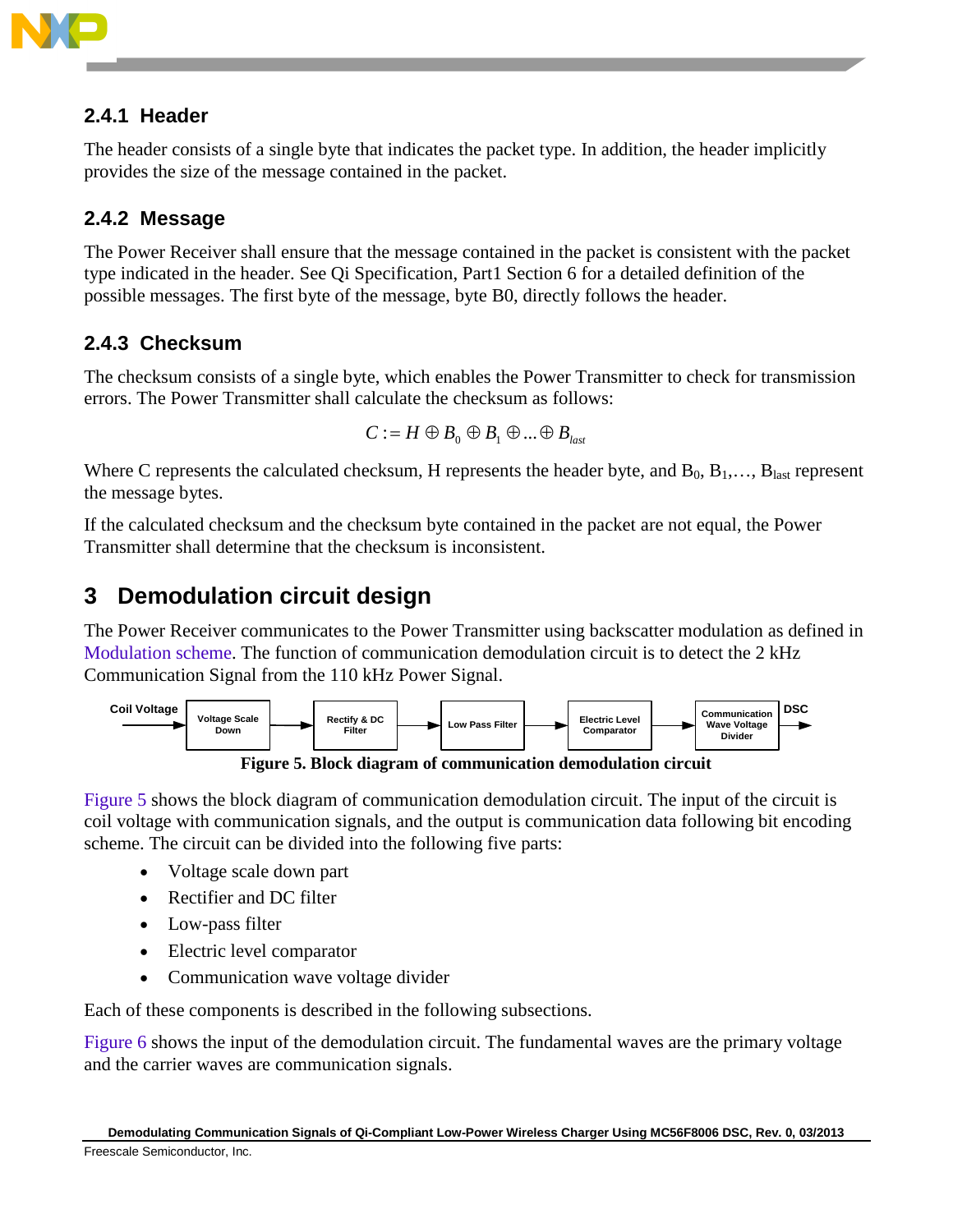### 2.4.1 Header

The header consists of a single byte that indicates the packet type. In addition, the header implicitly provides the size of the message contained in the packet.

### 2.4.2 Message

The Power Receiver shall ensure that the message contained in the packet is consistent with the packet type indicated in the header. See Qi Specification, Part1 Section 6 for a detailed definition of the possible messages. The first byte of the message, byte B0, directly follows the header.

### 2.4.3 Checksum

The checksum consists of a single byte, which enables the Power Transmitter to check for transmission errors. The Power Transmitter shall calculate the checksum as follows:

$$C := H \oplus B_0 \oplus B_1 \oplus \ldots \oplus B_{last}$$

Where C represents the calculated checksum, H represents the header byte, and $B_0$, $B_1$,…, $B_{last}$ represent the message bytes.

If the calculated checksum and the checksum byte contained in the packet are not equal, the Power Transmitter shall determine that the checksum is inconsistent.

## 3 Demodulation circuit design

The Power Receiver communicates to the Power Transmitter using backscatter modulation as defined in Modulation scheme. The function of communication demodulation circuit is to detect the 2 kHz Communication Signal from the 110 kHz Power Signal.

Coil Voltage → Voltage Scale Down → Rectify & DC Filter → Low Pass Filter → Electric Level Comparator → Communication Wave Voltage Divider → DSC

**Figure 5. Block diagram of communication demodulation circuit**

Figure 5 shows the block diagram of communication demodulation circuit. The input of the circuit is coil voltage with communication signals, and the output is communication data following bit encoding scheme. The circuit can be divided into the following five parts:

- Voltage scale down part
- Rectifier and DC filter
- Low-pass filter
- Electric level comparator
- Communication wave voltage divider

Each of these components is described in the following subsections.

Figure 6 shows the input of the demodulation circuit. The fundamental waves are the primary voltage and the carrier waves are communication signals.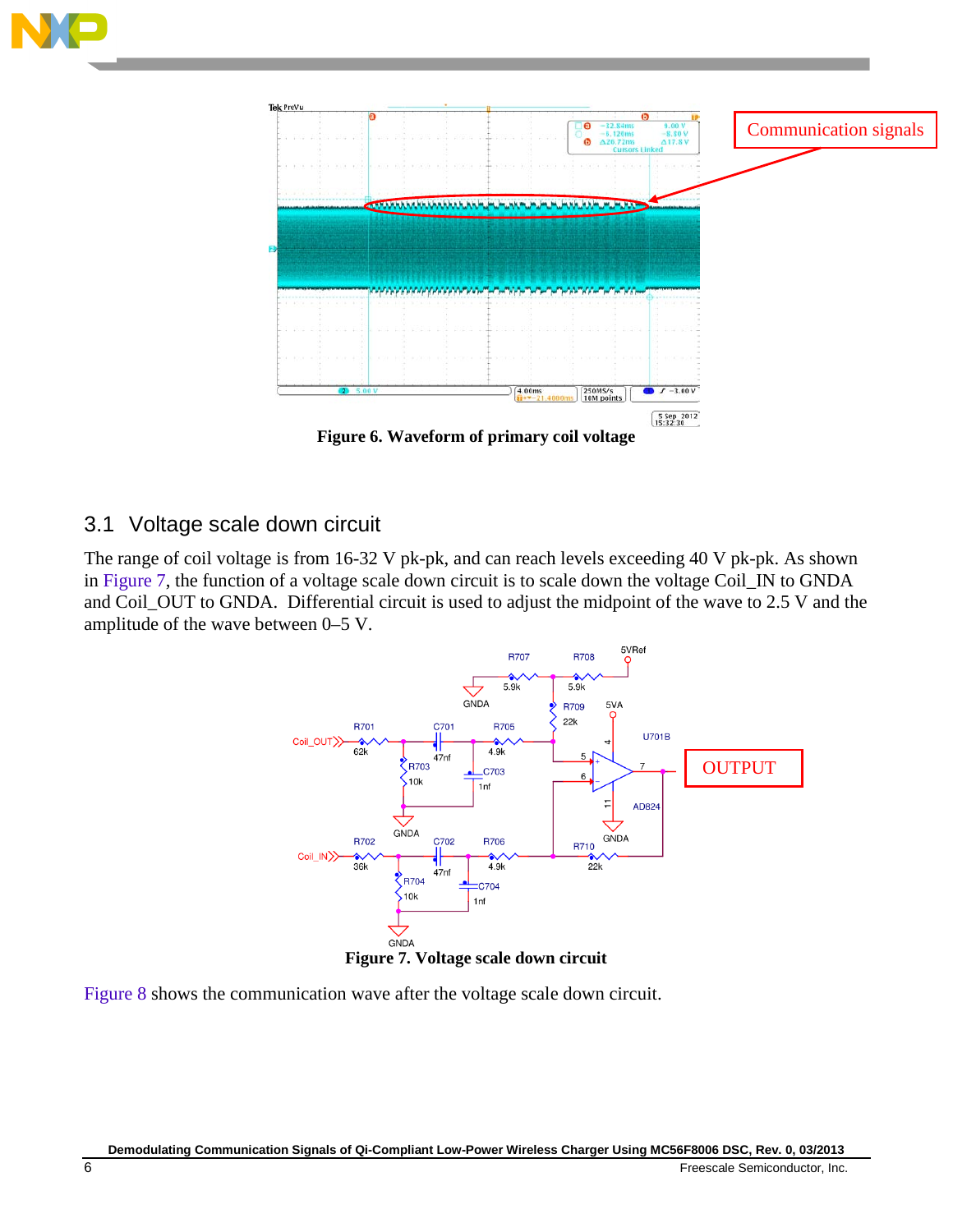Figure 6. Waveform of primary coil voltage

## 3.1 Voltage scale down circuit

The range of coil voltage is from 16-32 V pk-pk, and can reach levels exceeding 40 V pk-pk. As shown in Figure 7, the function of a voltage scale down circuit is to scale down the voltage Coil_IN to GNDA and Coil_OUT to GNDA. Differential circuit is used to adjust the midpoint of the wave to 2.5 V and the amplitude of the wave between 0–5 V.

Figure 7. Voltage scale down circuit

Figure 8 shows the communication wave after the voltage scale down circuit.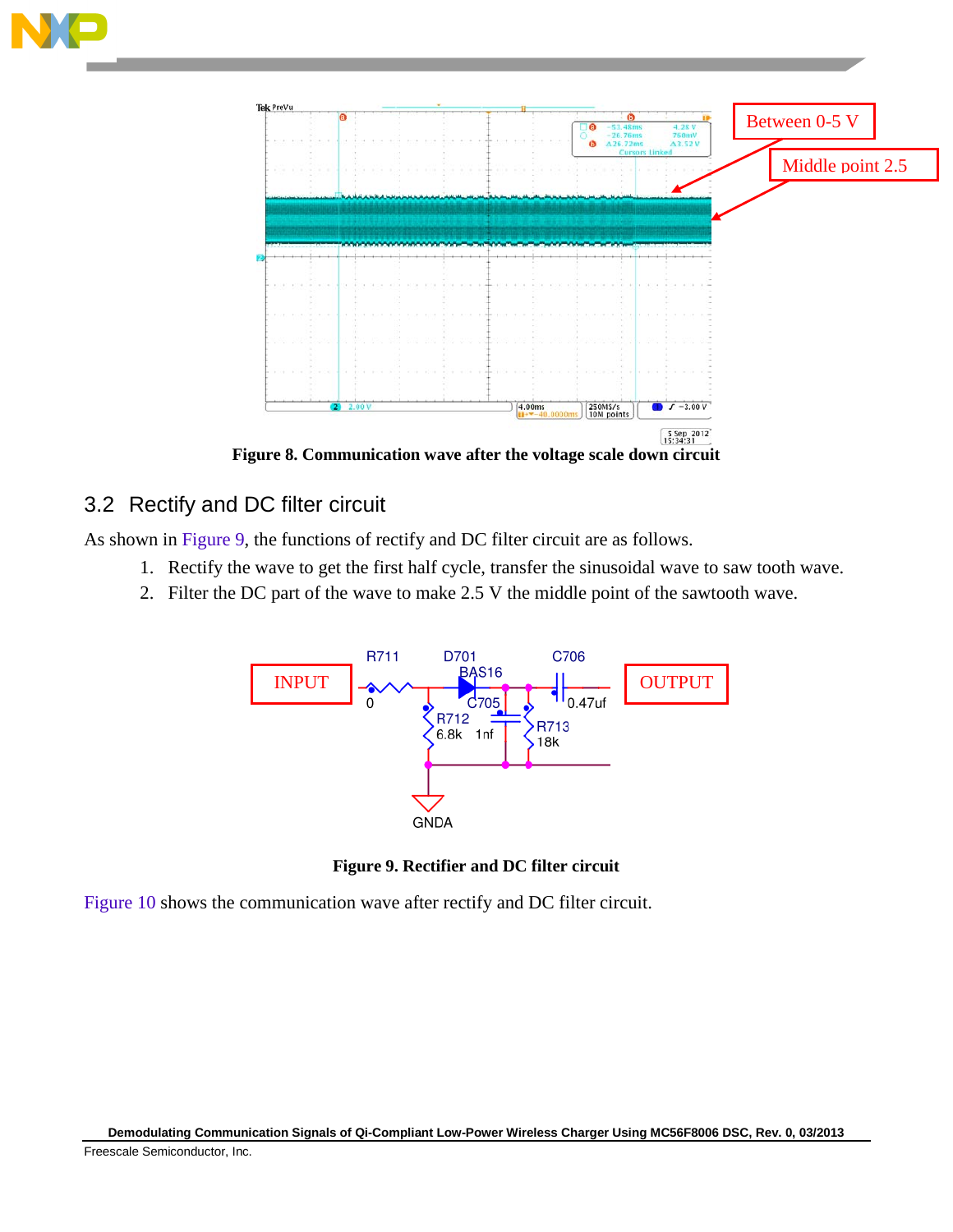Figure 8. Communication wave after the voltage scale down circuit

## 3.2 Rectify and DC filter circuit

As shown in Figure 9, the functions of rectify and DC filter circuit are as follows.

1. Rectify the wave to get the first half cycle, transfer the sinusoidal wave to saw tooth wave.
2. Filter the DC part of the wave to make 2.5 V the middle point of the sawtooth wave.

Figure 9. Rectifier and DC filter circuit

Figure 10 shows the communication wave after rectify and DC filter circuit.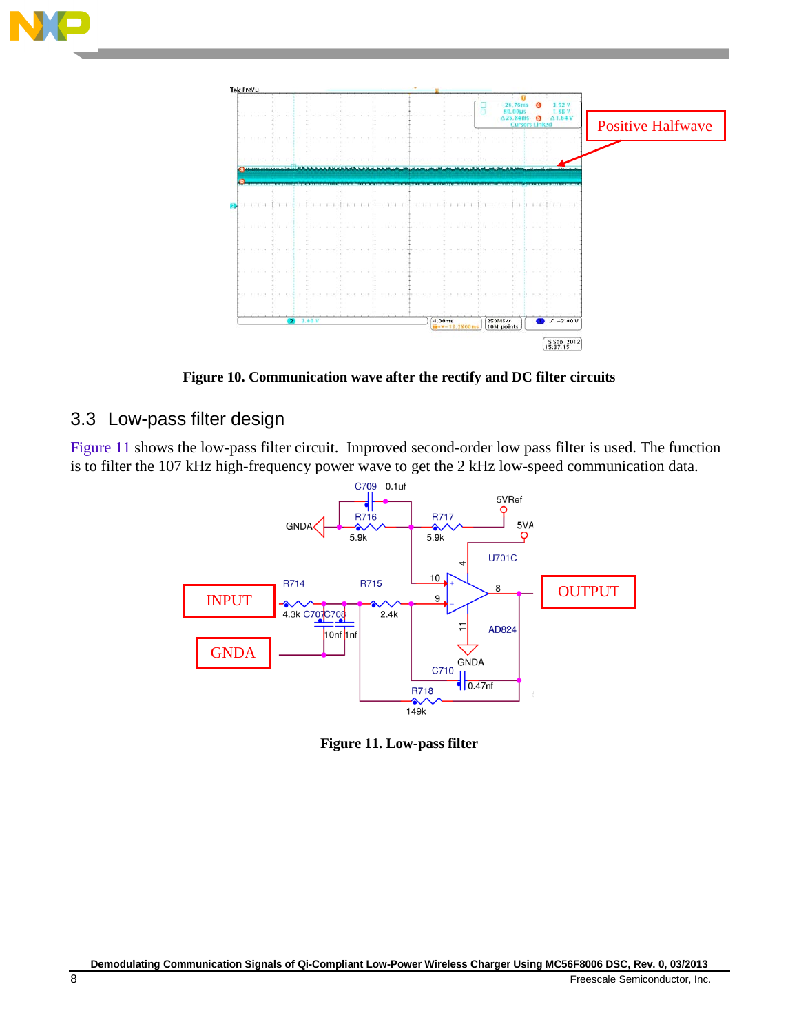Figure 10. Communication wave after the rectify and DC filter circuits

## 3.3 Low-pass filter design

Figure 11 shows the low-pass filter circuit. Improved second-order low pass filter is used. The function is to filter the 107 kHz high-frequency power wave to get the 2 kHz low-speed communication data.

Figure 11. Low-pass filter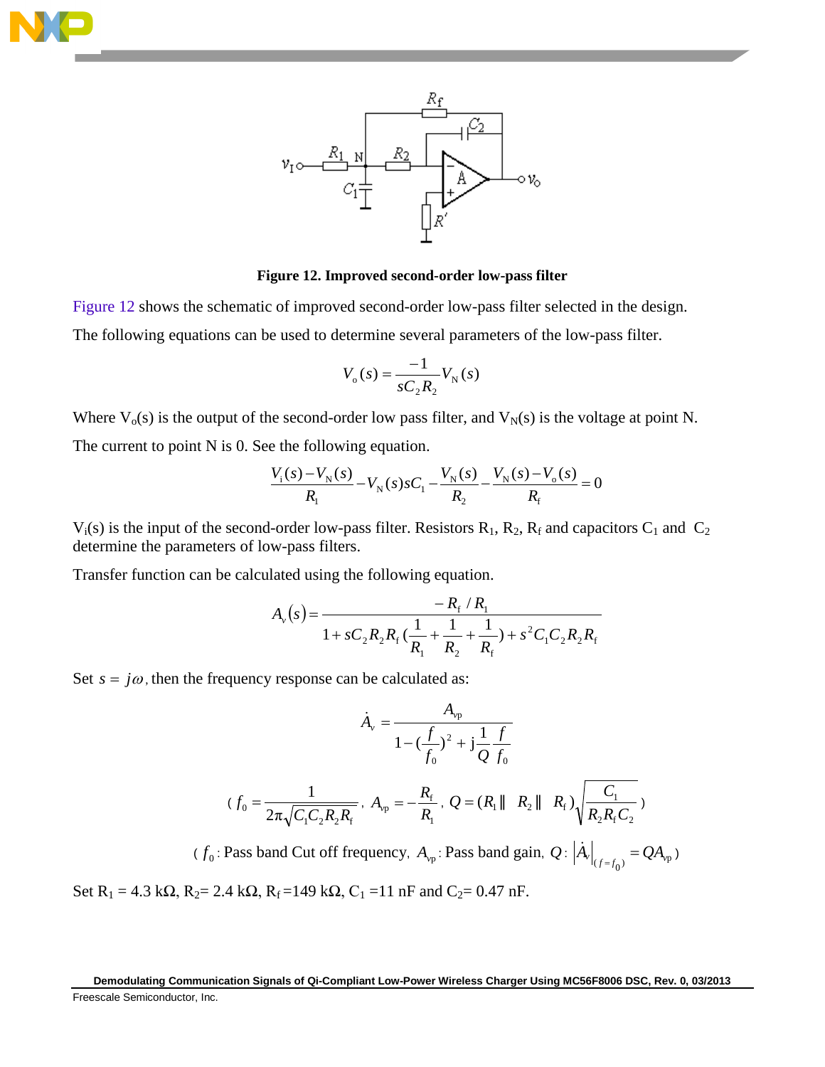**Figure 12. Improved second-order low-pass filter**

Figure 12 shows the schematic of improved second-order low-pass filter selected in the design.

The following equations can be used to determine several parameters of the low-pass filter.

$$V_o(s) = \frac{-1}{sC_2R_2}V_N(s)$$

Where $V_o(s)$ is the output of the second-order low pass filter, and $V_N(s)$ is the voltage at point N.

The current to point N is 0. See the following equation.

$$\frac{V_i(s) - V_N(s)}{R_1} - V_N(s)sC_1 - \frac{V_N(s)}{R_2} - \frac{V_N(s) - V_o(s)}{R_f} = 0$$

$V_i(s)$ is the input of the second-order low-pass filter. Resistors $R_1$, $R_2$, $R_f$ and capacitors $C_1$ and $C_2$ determine the parameters of low-pass filters.

Transfer function can be calculated using the following equation.

$$A_v(s) = \frac{-R_f / R_1}{1 + sC_2R_2R_f\left(\frac{1}{R_1} + \frac{1}{R_2} + \frac{1}{R_f}\right) + s^2C_1C_2R_2R_f}$$

Set $s = j\omega$, then the frequency response can be calculated as:

$$\dot{A}_v = \frac{A_{vp}}{1 - \left(\frac{f}{f_0}\right)^2 + \mathrm{j}\frac{1}{Q}\frac{f}{f_0}}$$

$$\left( f_0 = \frac{1}{2\pi\sqrt{C_1C_2R_2R_f}},\ A_{vp} = -\frac{R_f}{R_1},\ Q = (R_1 \parallel R_2 \parallel R_f)\sqrt{\frac{C_1}{R_2R_fC_2}} \right)$$

$$\left( f_0\text{: Pass band Cut off frequency, } A_{vp}\text{: Pass band gain, } Q\text{: } \left|\dot{A}_v\right|_{(f=f_0)} = QA_{vp} \right)$$

Set $R_1$ = 4.3 kΩ, $R_2$= 2.4 kΩ, $R_f$ =149 kΩ, $C_1$ =11 nF and $C_2$= 0.47 nF.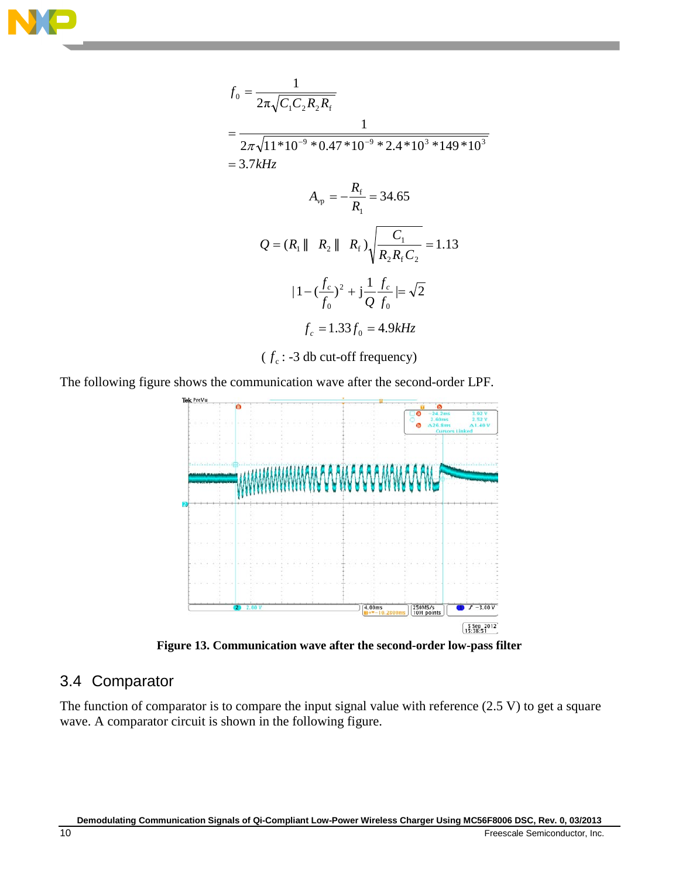$$f_0 = \frac{1}{2\pi\sqrt{C_1 C_2 R_2 R_f}}$$

$$= \frac{1}{2\pi\sqrt{11*10^{-9}*0.47*10^{-9}*2.4*10^3*149*10^3}}$$

$$= 3.7kHz$$

$$A_{vp} = -\frac{R_f}{R_1} = 34.65$$

$$Q = (R_1 \parallel \ R_2 \parallel \ R_f)\sqrt{\frac{C_1}{R_2 R_f C_2}} = 1.13$$

$$|1-(\frac{f_c}{f_0})^2 + j\frac{1}{Q}\frac{f_c}{f_0}| = \sqrt{2}$$

$$f_c = 1.33 f_0 = 4.9kHz$$

( $f_c$ : -3 db cut-off frequency)

The following figure shows the communication wave after the second-order LPF.

**Figure 13. Communication wave after the second-order low-pass filter**

## 3.4 Comparator

The function of comparator is to compare the input signal value with reference (2.5 V) to get a square wave. A comparator circuit is shown in the following figure.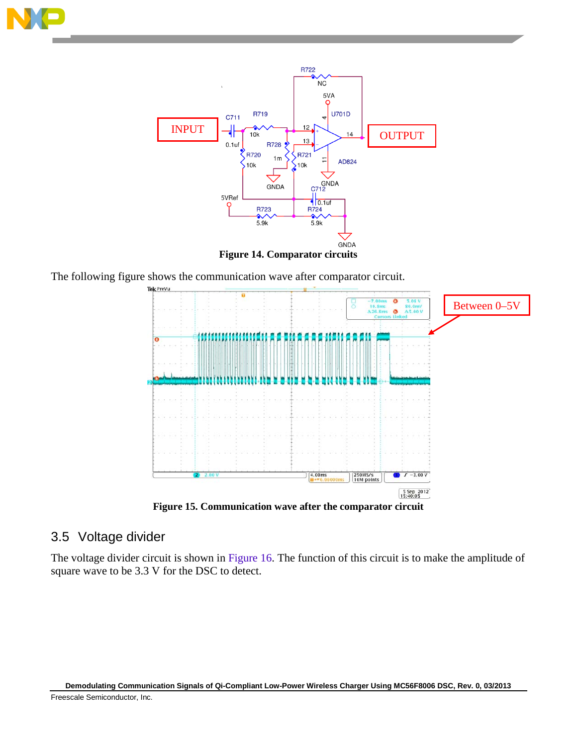**Figure 14. Comparator circuits**

The following figure shows the communication wave after comparator circuit.

**Figure 15. Communication wave after the comparator circuit**

## 3.5 Voltage divider

The voltage divider circuit is shown in Figure 16. The function of this circuit is to make the amplitude of square wave to be 3.3 V for the DSC to detect.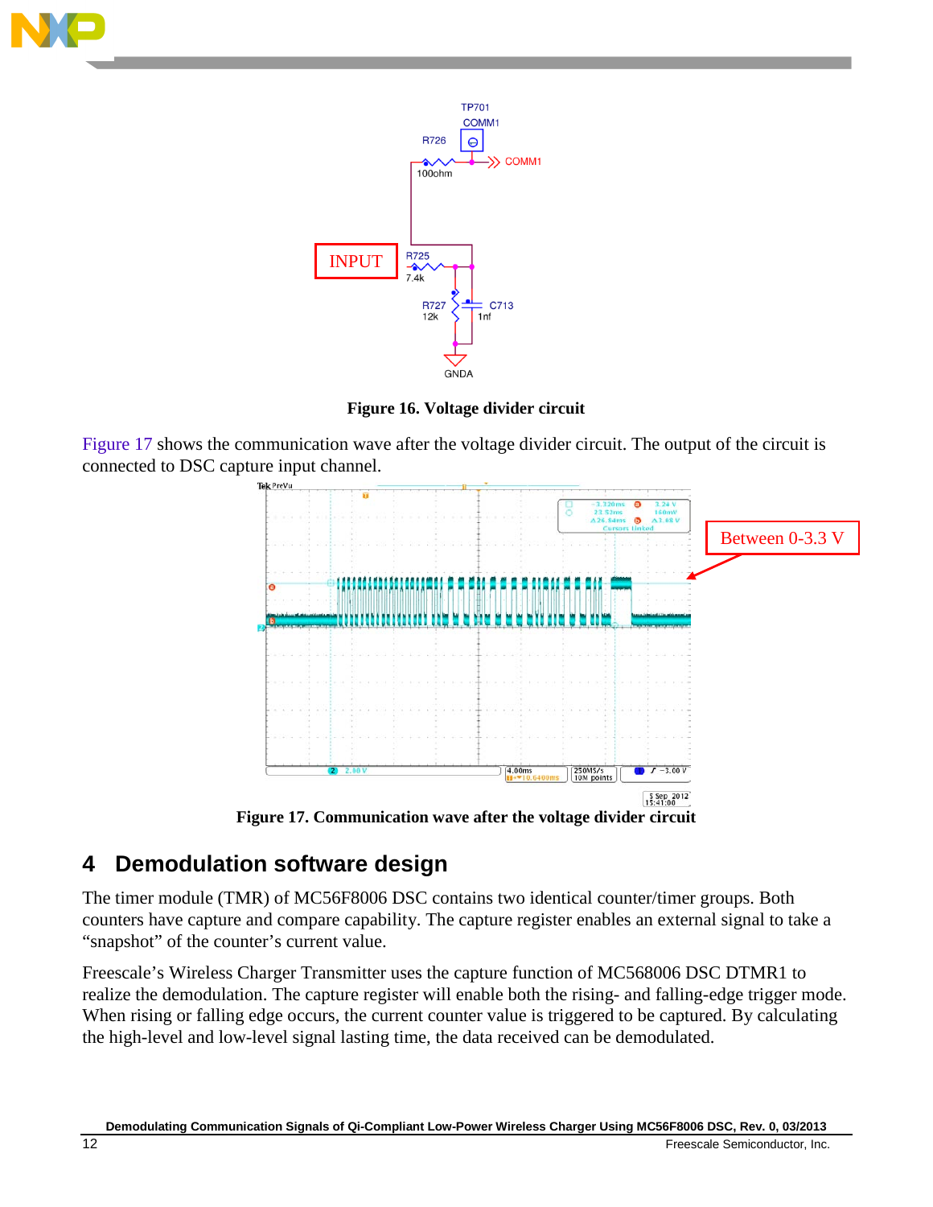Figure 16. Voltage divider circuit

Figure 17 shows the communication wave after the voltage divider circuit. The output of the circuit is connected to DSC capture input channel.

Figure 17. Communication wave after the voltage divider circuit

## 4 Demodulation software design

The timer module (TMR) of MC56F8006 DSC contains two identical counter/timer groups. Both counters have capture and compare capability. The capture register enables an external signal to take a “snapshot” of the counter’s current value.

Freescale’s Wireless Charger Transmitter uses the capture function of MC568006 DSC DTMR1 to realize the demodulation. The capture register will enable both the rising- and falling-edge trigger mode. When rising or falling edge occurs, the current counter value is triggered to be captured. By calculating the high-level and low-level signal lasting time, the data received can be demodulated.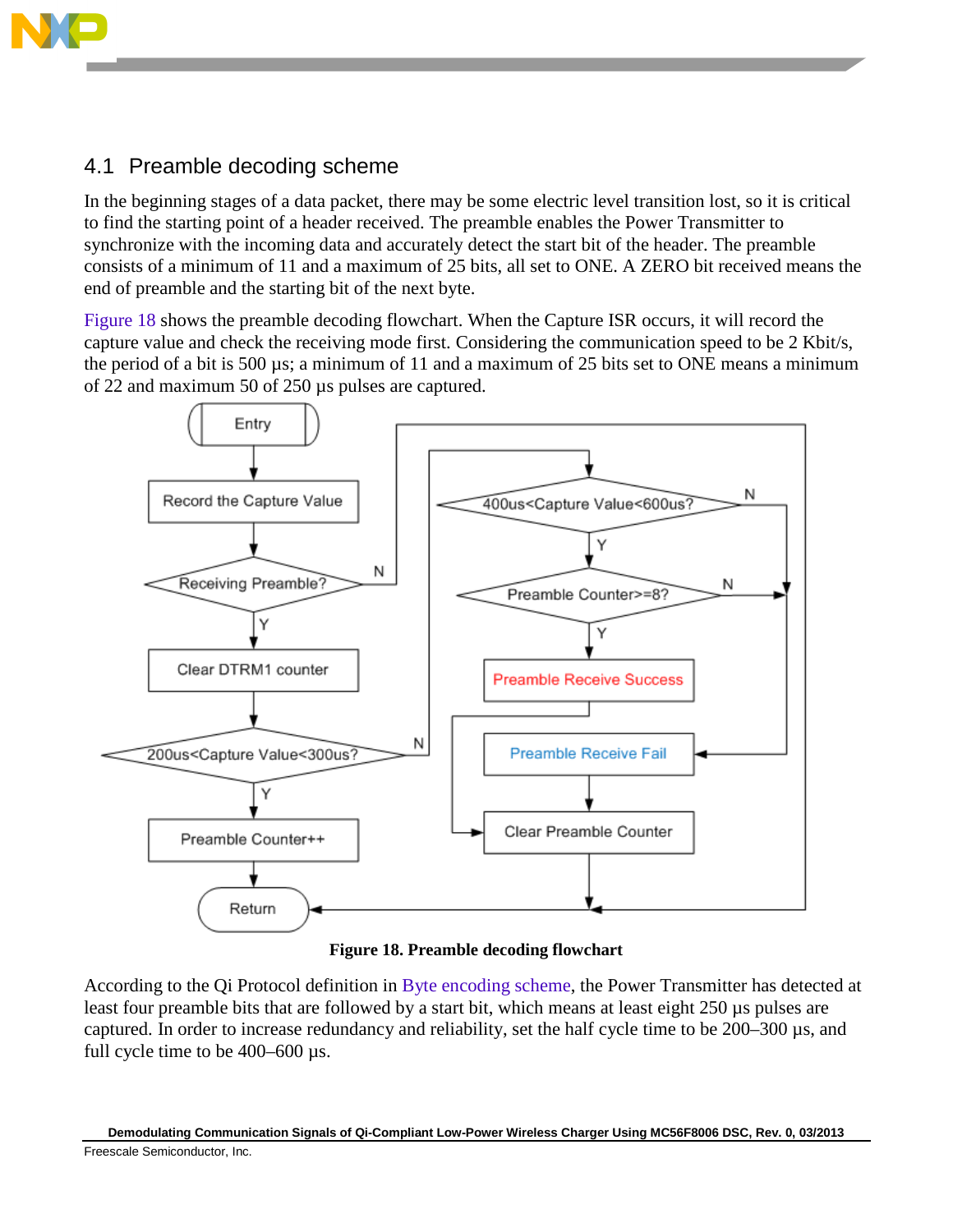## 4.1 Preamble decoding scheme

In the beginning stages of a data packet, there may be some electric level transition lost, so it is critical to find the starting point of a header received. The preamble enables the Power Transmitter to synchronize with the incoming data and accurately detect the start bit of the header. The preamble consists of a minimum of 11 and a maximum of 25 bits, all set to ONE. A ZERO bit received means the end of preamble and the starting bit of the next byte.

Figure 18 shows the preamble decoding flowchart. When the Capture ISR occurs, it will record the capture value and check the receiving mode first. Considering the communication speed to be 2 Kbit/s, the period of a bit is 500 µs; a minimum of 11 and a maximum of 25 bits set to ONE means a minimum of 22 and maximum 50 of 250 µs pulses are captured.

**Figure 18. Preamble decoding flowchart**

According to the Qi Protocol definition in Byte encoding scheme, the Power Transmitter has detected at least four preamble bits that are followed by a start bit, which means at least eight 250 µs pulses are captured. In order to increase redundancy and reliability, set the half cycle time to be 200–300 µs, and full cycle time to be 400–600 µs.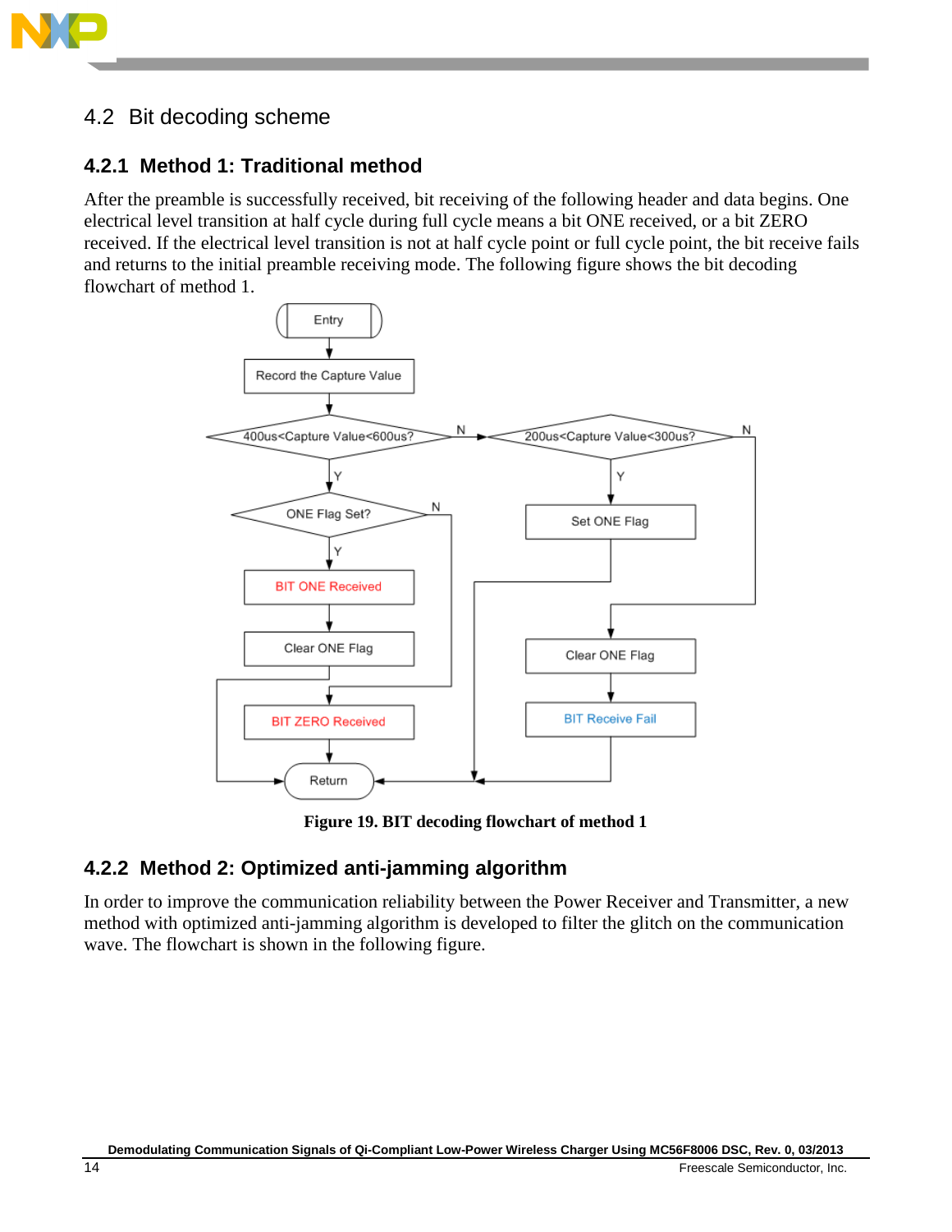## 4.2 Bit decoding scheme

### 4.2.1 Method 1: Traditional method

After the preamble is successfully received, bit receiving of the following header and data begins. One electrical level transition at half cycle during full cycle means a bit ONE received, or a bit ZERO received. If the electrical level transition is not at half cycle point or full cycle point, the bit receive fails and returns to the initial preamble receiving mode. The following figure shows the bit decoding flowchart of method 1.

**Figure 19. BIT decoding flowchart of method 1**

### 4.2.2 Method 2: Optimized anti-jamming algorithm

In order to improve the communication reliability between the Power Receiver and Transmitter, a new method with optimized anti-jamming algorithm is developed to filter the glitch on the communication wave. The flowchart is shown in the following figure.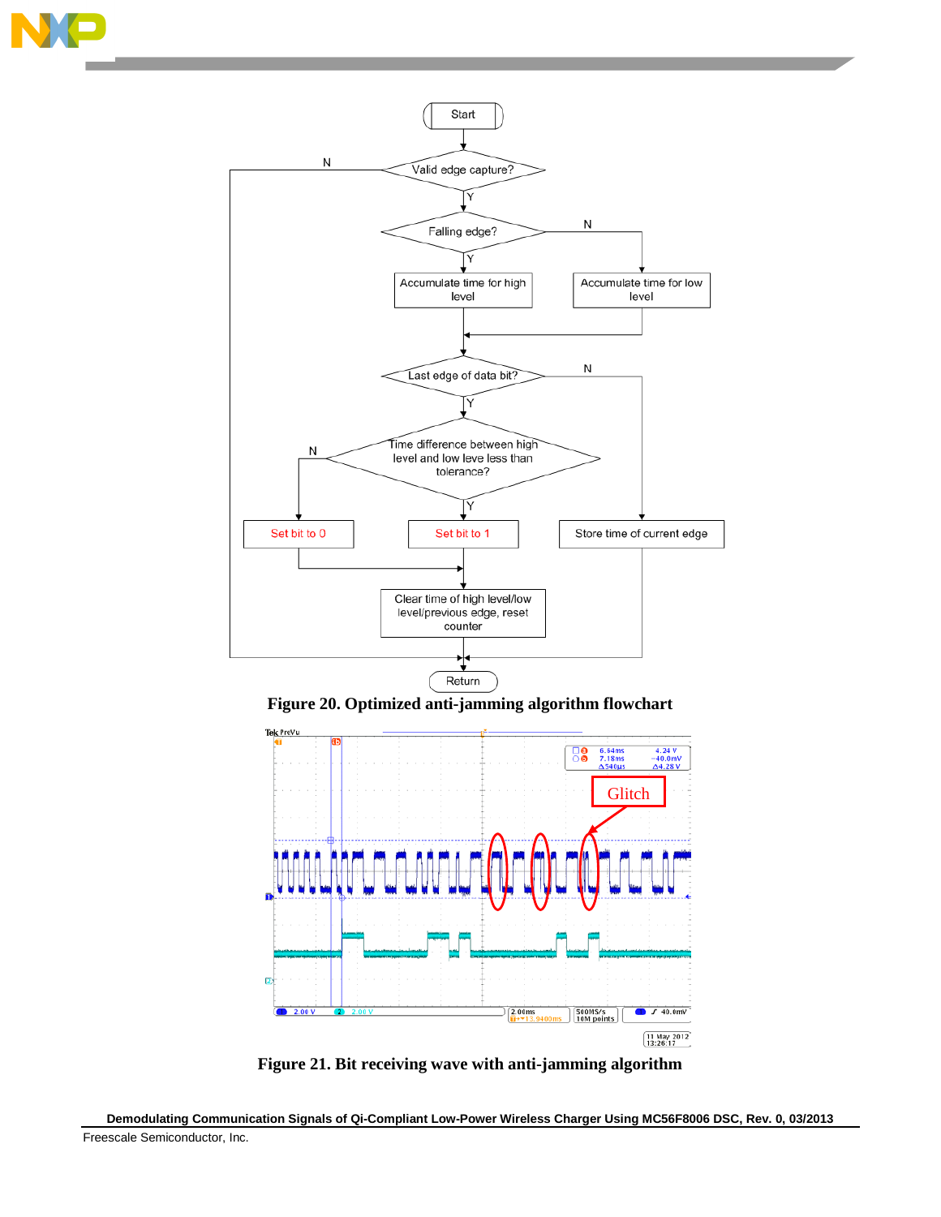Figure 20. Optimized anti-jamming algorithm flowchart

Figure 21. Bit receiving wave with anti-jamming algorithm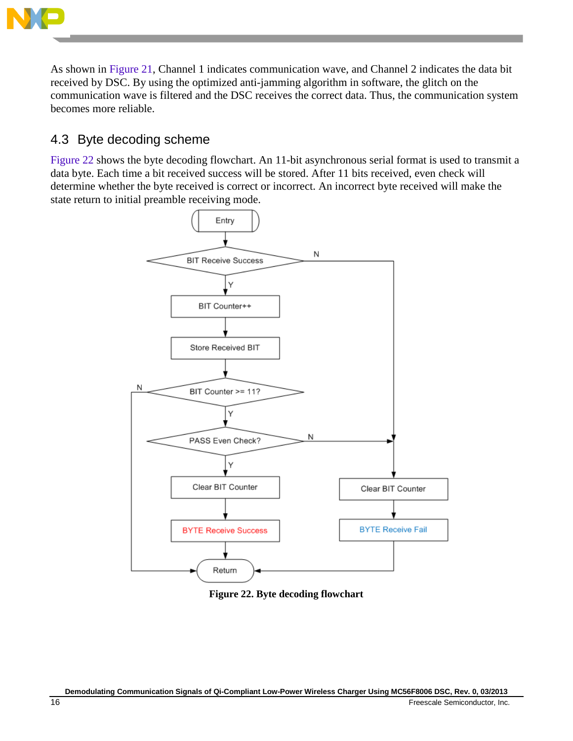As shown in Figure 21, Channel 1 indicates communication wave, and Channel 2 indicates the data bit received by DSC. By using the optimized anti-jamming algorithm in software, the glitch on the communication wave is filtered and the DSC receives the correct data. Thus, the communication system becomes more reliable.

## 4.3 Byte decoding scheme

Figure 22 shows the byte decoding flowchart. An 11-bit asynchronous serial format is used to transmit a data byte. Each time a bit received success will be stored. After 11 bits received, even check will determine whether the byte received is correct or incorrect. An incorrect byte received will make the state return to initial preamble receiving mode.

**Figure 22. Byte decoding flowchart**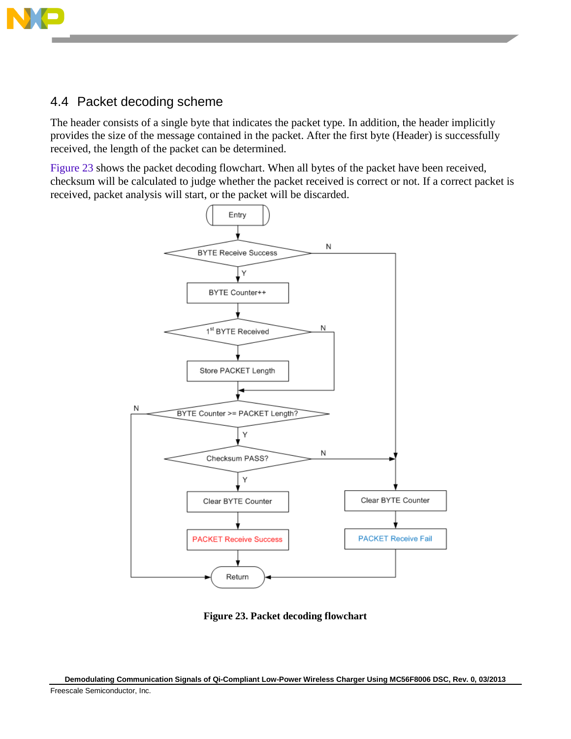## 4.4 Packet decoding scheme

The header consists of a single byte that indicates the packet type. In addition, the header implicitly provides the size of the message contained in the packet. After the first byte (Header) is successfully received, the length of the packet can be determined.

Figure 23 shows the packet decoding flowchart. When all bytes of the packet have been received, checksum will be calculated to judge whether the packet received is correct or not. If a correct packet is received, packet analysis will start, or the packet will be discarded.

**Figure 23. Packet decoding flowchart**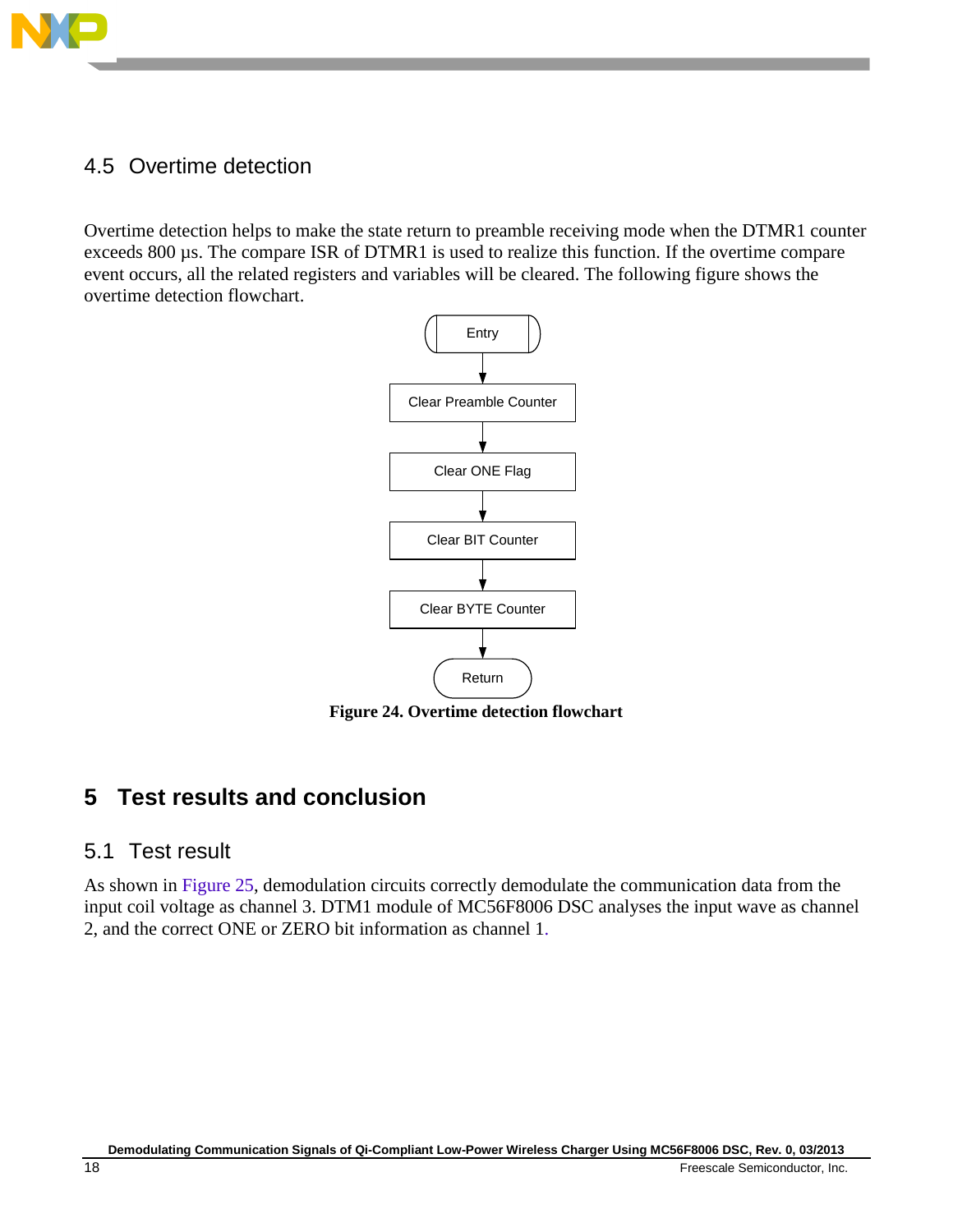## 4.5 Overtime detection

Overtime detection helps to make the state return to preamble receiving mode when the DTMR1 counter exceeds 800 µs. The compare ISR of DTMR1 is used to realize this function. If the overtime compare event occurs, all the related registers and variables will be cleared. The following figure shows the overtime detection flowchart.

Entry → Clear Preamble Counter → Clear ONE Flag → Clear BIT Counter → Clear BYTE Counter → Return

**Figure 24. Overtime detection flowchart**

# 5 Test results and conclusion

## 5.1 Test result

As shown in Figure 25, demodulation circuits correctly demodulate the communication data from the input coil voltage as channel 3. DTM1 module of MC56F8006 DSC analyses the input wave as channel 2, and the correct ONE or ZERO bit information as channel 1.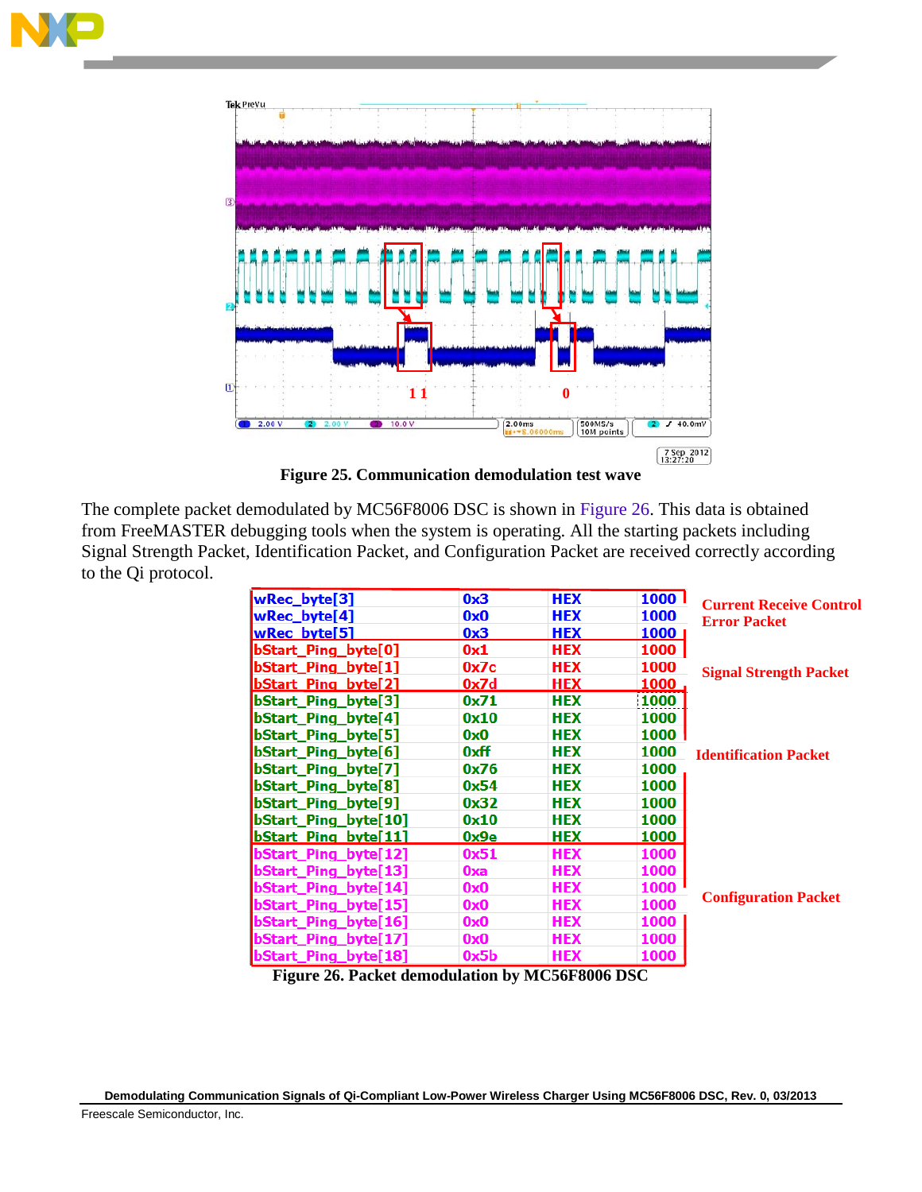Figure 25. Communication demodulation test wave

The complete packet demodulated by MC56F8006 DSC is shown in Figure 26. This data is obtained from FreeMASTER debugging tools when the system is operating. All the starting packets including Signal Strength Packet, Identification Packet, and Configuration Packet are received correctly according to the Qi protocol.

| Variable | Value | Format | Period | Packet |
|---|---|---|---|---|
| wRec_byte[3] | 0x3 | HEX | 1000 | Current Receive Control Error Packet |
| wRec_byte[4] | 0x0 | HEX | 1000 | |
| wRec_byte[5] | 0x3 | HEX | 1000 | |
| bStart_Ping_byte[0] | 0x1 | HEX | 1000 | Signal Strength Packet |
| bStart_Ping_byte[1] | 0x7c | HEX | 1000 | |
| bStart_Ping_byte[2] | 0x7d | HEX | 1000 | |
| bStart_Ping_byte[3] | 0x71 | HEX | 1000 | Identification Packet |
| bStart_Ping_byte[4] | 0x10 | HEX | 1000 | |
| bStart_Ping_byte[5] | 0x0 | HEX | 1000 | |
| bStart_Ping_byte[6] | 0xff | HEX | 1000 | |
| bStart_Ping_byte[7] | 0x76 | HEX | 1000 | |
| bStart_Ping_byte[8] | 0x54 | HEX | 1000 | |
| bStart_Ping_byte[9] | 0x32 | HEX | 1000 | |
| bStart_Ping_byte[10] | 0x10 | HEX | 1000 | |
| bStart_Ping_byte[11] | 0x9e | HEX | 1000 | |
| bStart_Ping_byte[12] | 0x51 | HEX | 1000 | Configuration Packet |
| bStart_Ping_byte[13] | 0xa | HEX | 1000 | |
| bStart_Ping_byte[14] | 0x0 | HEX | 1000 | |
| bStart_Ping_byte[15] | 0x0 | HEX | 1000 | |
| bStart_Ping_byte[16] | 0x0 | HEX | 1000 | |
| bStart_Ping_byte[17] | 0x0 | HEX | 1000 | |
| bStart_Ping_byte[18] | 0x5b | HEX | 1000 | |

Figure 26. Packet demodulation by MC56F8006 DSC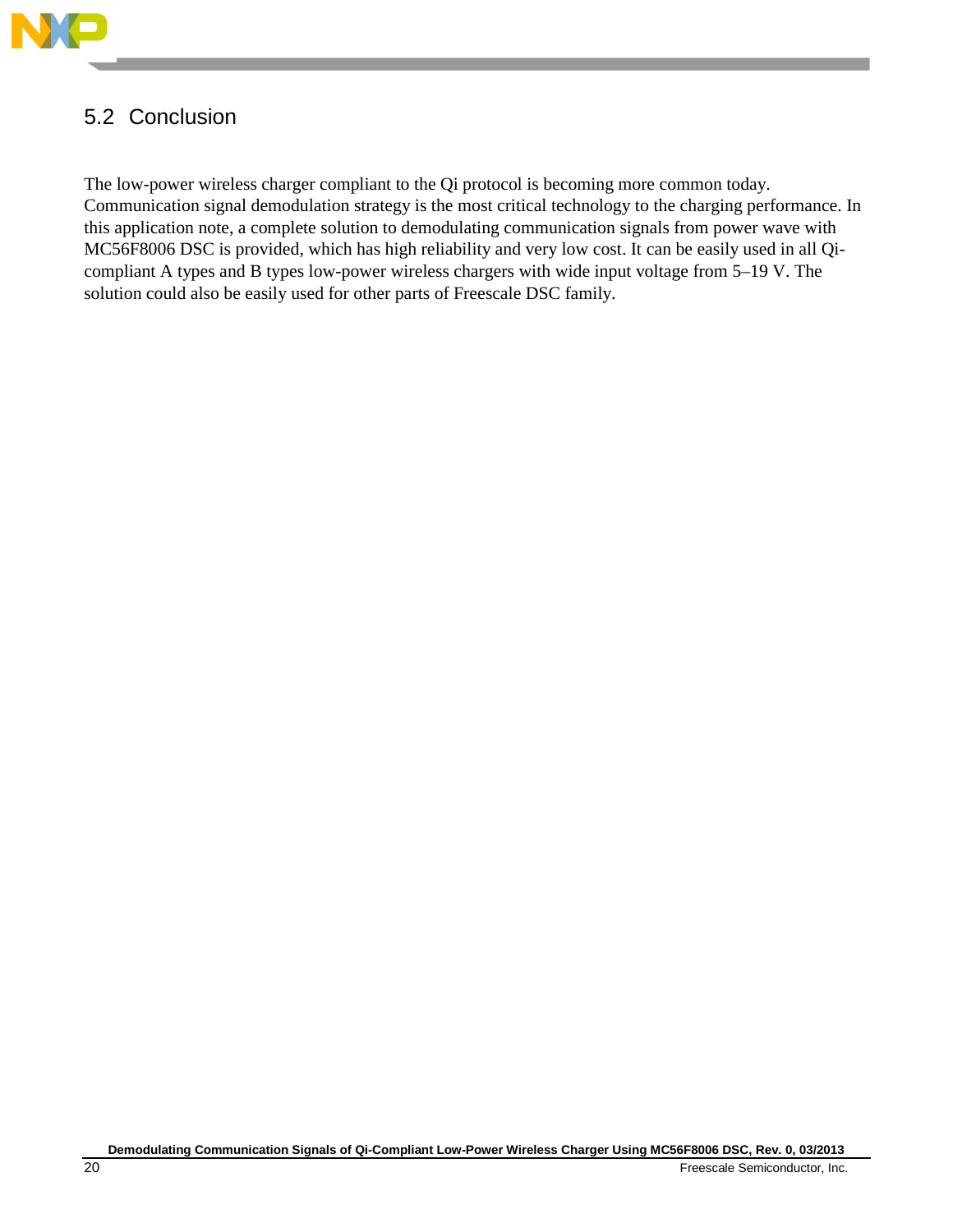## 5.2 Conclusion

The low-power wireless charger compliant to the Qi protocol is becoming more common today. Communication signal demodulation strategy is the most critical technology to the charging performance. In this application note, a complete solution to demodulating communication signals from power wave with MC56F8006 DSC is provided, which has high reliability and very low cost. It can be easily used in all Qi-compliant A types and B types low-power wireless chargers with wide input voltage from 5–19 V. The solution could also be easily used for other parts of Freescale DSC family.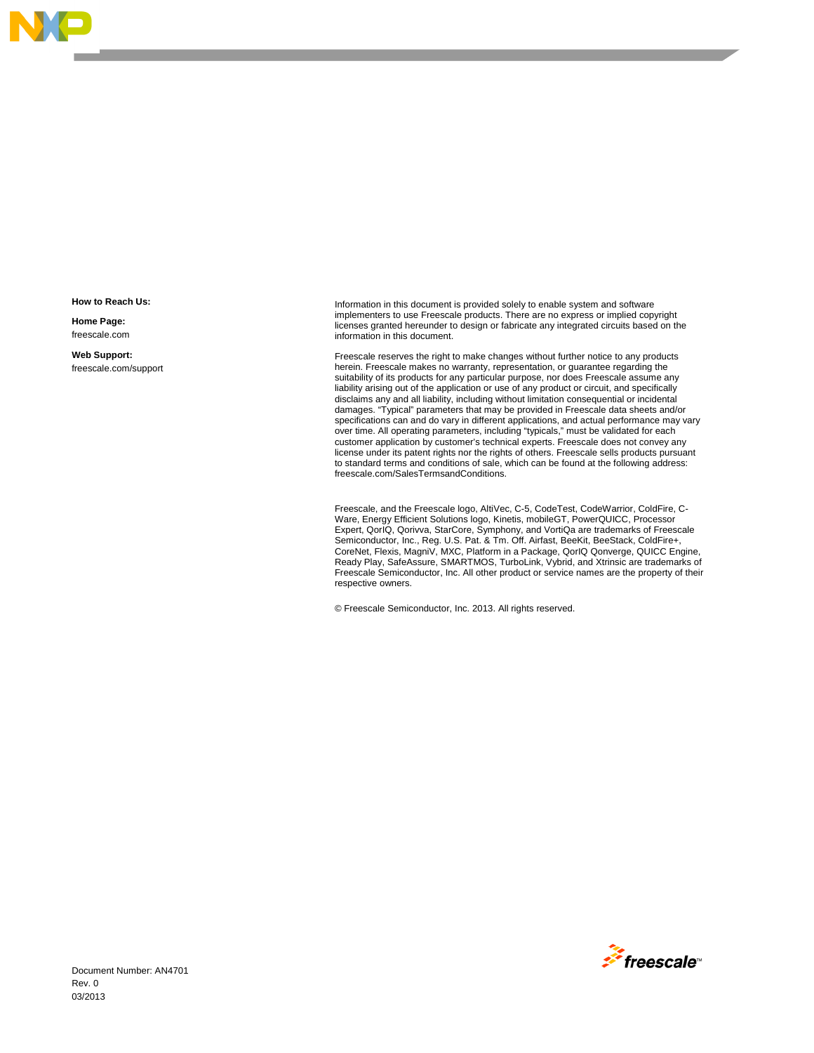**How to Reach Us:**

**Home Page:**
freescale.com

**Web Support:**
freescale.com/support

Information in this document is provided solely to enable system and software implementers to use Freescale products. There are no express or implied copyright licenses granted hereunder to design or fabricate any integrated circuits based on the information in this document.

Freescale reserves the right to make changes without further notice to any products herein. Freescale makes no warranty, representation, or guarantee regarding the suitability of its products for any particular purpose, nor does Freescale assume any liability arising out of the application or use of any product or circuit, and specifically disclaims any and all liability, including without limitation consequential or incidental damages. "Typical" parameters that may be provided in Freescale data sheets and/or specifications can and do vary in different applications, and actual performance may vary over time. All operating parameters, including "typicals," must be validated for each customer application by customer's technical experts. Freescale does not convey any license under its patent rights nor the rights of others. Freescale sells products pursuant to standard terms and conditions of sale, which can be found at the following address: freescale.com/SalesTermsandConditions.

Freescale, and the Freescale logo, AltiVec, C-5, CodeTest, CodeWarrior, ColdFire, C-Ware, Energy Efficient Solutions logo, Kinetis, mobileGT, PowerQUICC, Processor Expert, QorIQ, Qorivva, StarCore, Symphony, and VortiQa are trademarks of Freescale Semiconductor, Inc., Reg. U.S. Pat. & Tm. Off. Airfast, BeeKit, BeeStack, ColdFire+, CoreNet, Flexis, MagniV, MXC, Platform in a Package, QorIQ Qonverge, QUICC Engine, Ready Play, SafeAssure, SMARTMOS, TurboLink, Vybrid, and Xtrinsic are trademarks of Freescale Semiconductor, Inc. All other product or service names are the property of their respective owners.

© Freescale Semiconductor, Inc. 2013. All rights reserved.

Document Number: AN4701
Rev. 0
03/2013